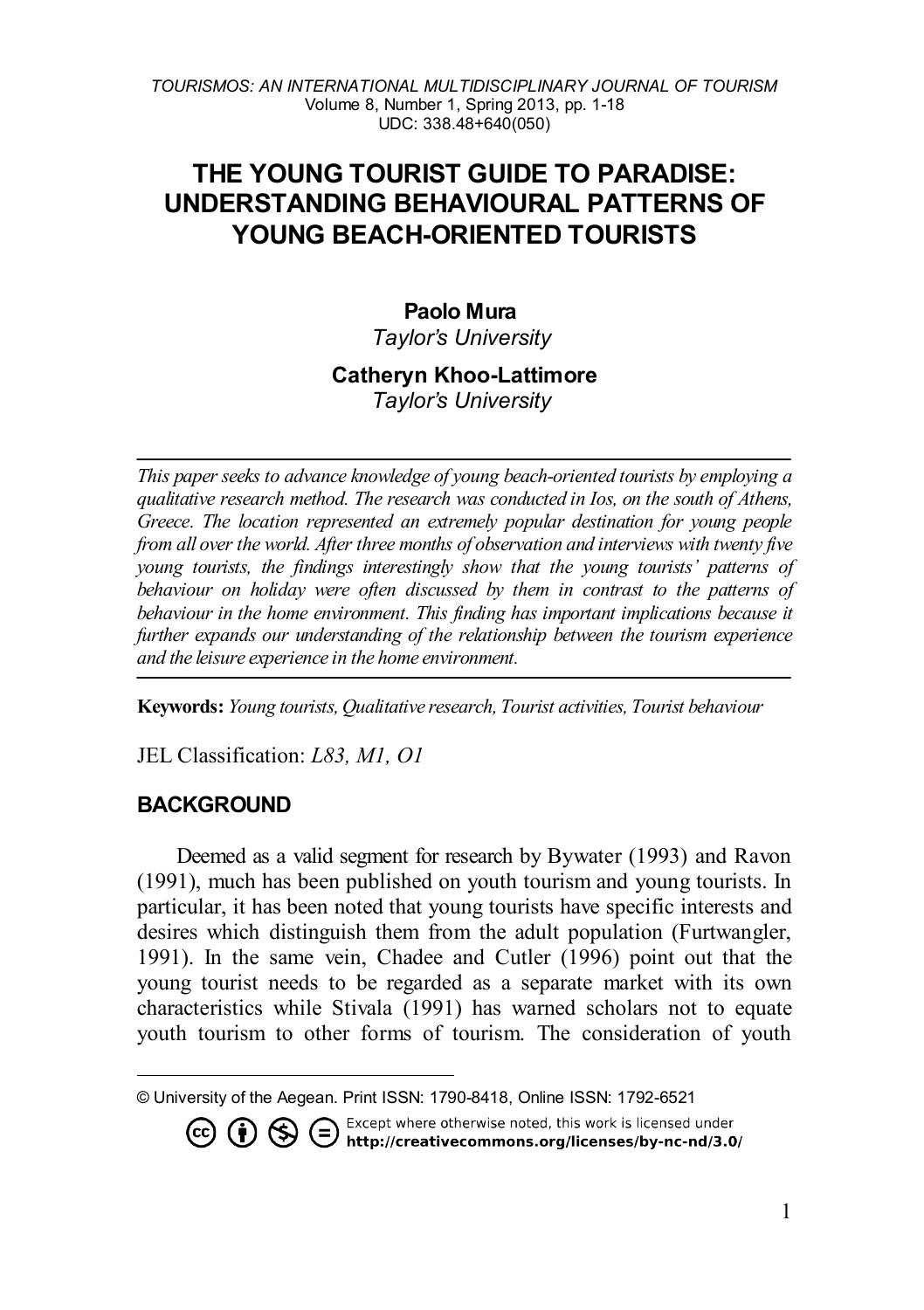# THE YOUNG TOURIST GUIDE TO PARADISE: UNDERSTANDING BEHAVIOURAL PATTERNS OF YOUNG BEACH-ORIENTED TOURISTS

**Paolo Mura**
*Taylor's University*

**Catheryn Khoo-Lattimore**
*Taylor's University*

---

*This paper seeks to advance knowledge of young beach-oriented tourists by employing a qualitative research method. The research was conducted in Ios, on the south of Athens, Greece. The location represented an extremely popular destination for young people from all over the world. After three months of observation and interviews with twenty five young tourists, the findings interestingly show that the young tourists' patterns of behaviour on holiday were often discussed by them in contrast to the patterns of behaviour in the home environment. This finding has important implications because it further expands our understanding of the relationship between the tourism experience and the leisure experience in the home environment.*

---

**Keywords:** *Young tourists, Qualitative research, Tourist activities, Tourist behaviour*

JEL Classification: *L83, M1, O1*

## BACKGROUND

Deemed as a valid segment for research by Bywater (1993) and Ravon (1991), much has been published on youth tourism and young tourists. In particular, it has been noted that young tourists have specific interests and desires which distinguish them from the adult population (Furtwangler, 1991). In the same vein, Chadee and Cutler (1996) point out that the young tourist needs to be regarded as a separate market with its own characteristics while Stivala (1991) has warned scholars not to equate youth tourism to other forms of tourism. The consideration of youth

---

© University of the Aegean. Print ISSN: 1790-8418, Online ISSN: 1792-6521

Except where otherwise noted, this work is licensed under **http://creativecommons.org/licenses/by-nc-nd/3.0/**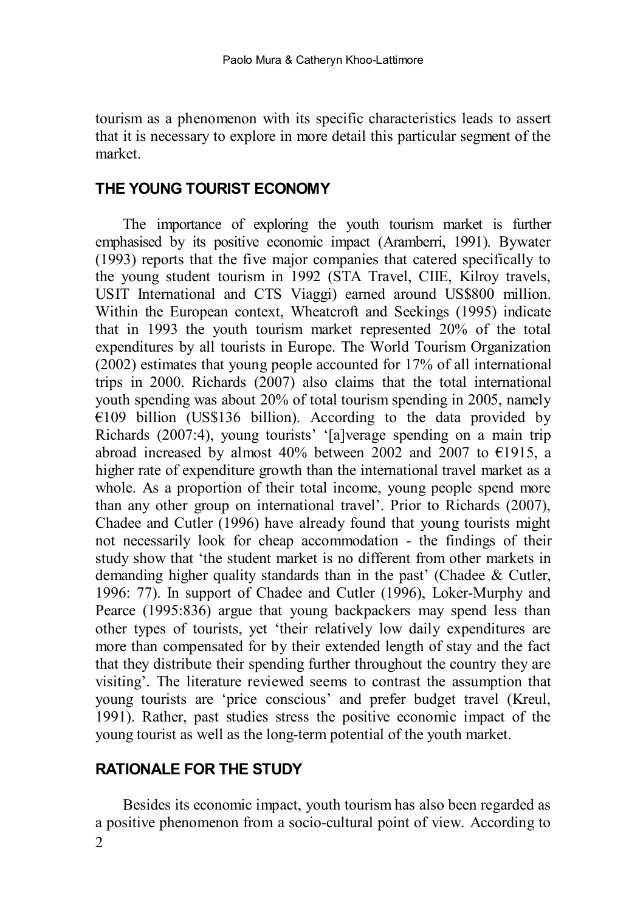tourism as a phenomenon with its specific characteristics leads to assert that it is necessary to explore in more detail this particular segment of the market.

## THE YOUNG TOURIST ECONOMY

The importance of exploring the youth tourism market is further emphasised by its positive economic impact (Aramberri, 1991). Bywater (1993) reports that the five major companies that catered specifically to the young student tourism in 1992 (STA Travel, CIIE, Kilroy travels, USIT International and CTS Viaggi) earned around US$800 million. Within the European context, Wheatcroft and Seekings (1995) indicate that in 1993 the youth tourism market represented 20% of the total expenditures by all tourists in Europe. The World Tourism Organization (2002) estimates that young people accounted for 17% of all international trips in 2000. Richards (2007) also claims that the total international youth spending was about 20% of total tourism spending in 2005, namely €109 billion (US$136 billion). According to the data provided by Richards (2007:4), young tourists' '[a]verage spending on a main trip abroad increased by almost 40% between 2002 and 2007 to €1915, a higher rate of expenditure growth than the international travel market as a whole. As a proportion of their total income, young people spend more than any other group on international travel'. Prior to Richards (2007), Chadee and Cutler (1996) have already found that young tourists might not necessarily look for cheap accommodation - the findings of their study show that 'the student market is no different from other markets in demanding higher quality standards than in the past' (Chadee & Cutler, 1996: 77). In support of Chadee and Cutler (1996), Loker-Murphy and Pearce (1995:836) argue that young backpackers may spend less than other types of tourists, yet 'their relatively low daily expenditures are more than compensated for by their extended length of stay and the fact that they distribute their spending further throughout the country they are visiting'. The literature reviewed seems to contrast the assumption that young tourists are 'price conscious' and prefer budget travel (Kreul, 1991). Rather, past studies stress the positive economic impact of the young tourist as well as the long-term potential of the youth market.

## RATIONALE FOR THE STUDY

Besides its economic impact, youth tourism has also been regarded as a positive phenomenon from a socio-cultural point of view. According to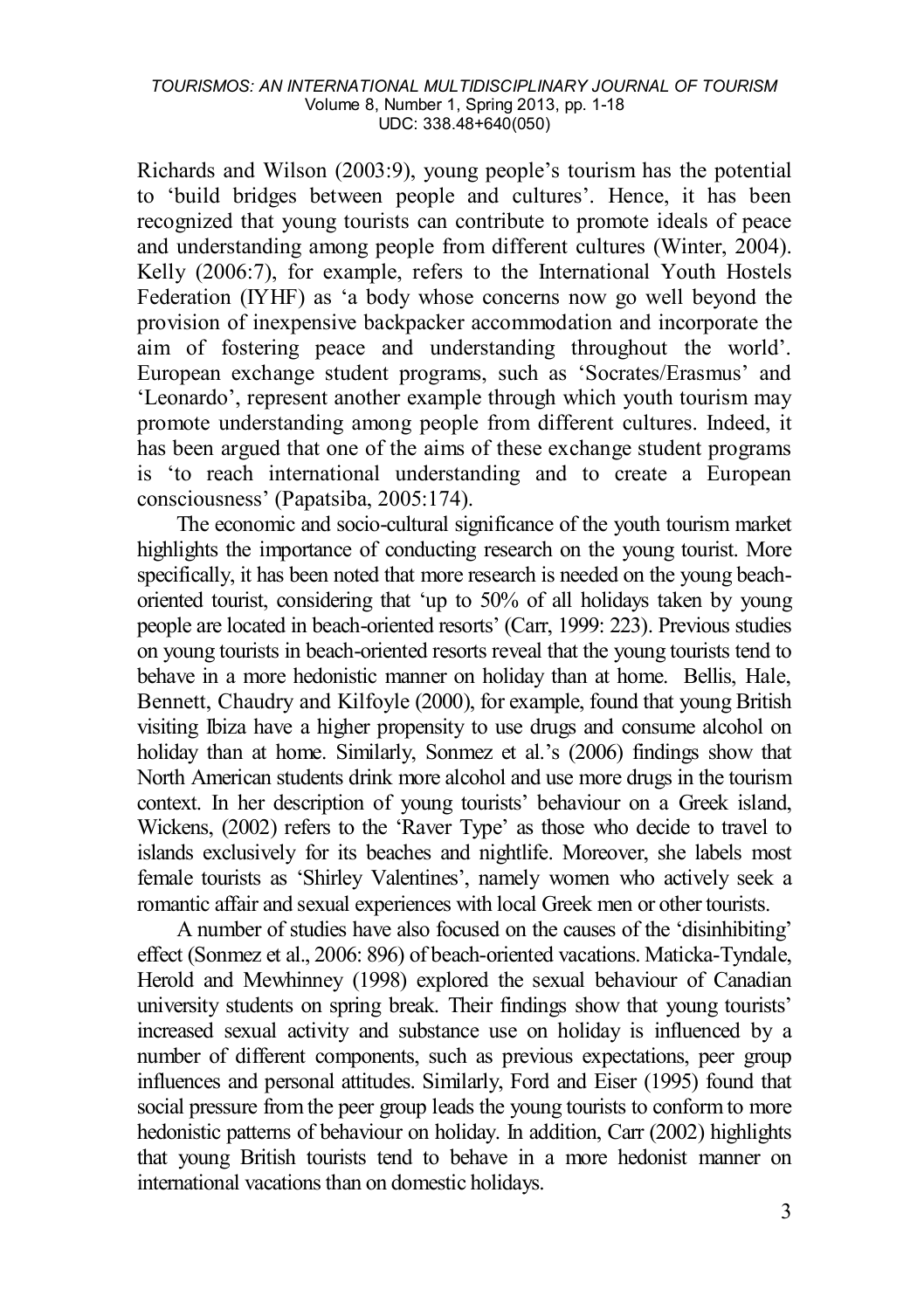Richards and Wilson (2003:9), young people's tourism has the potential to 'build bridges between people and cultures'. Hence, it has been recognized that young tourists can contribute to promote ideals of peace and understanding among people from different cultures (Winter, 2004). Kelly (2006:7), for example, refers to the International Youth Hostels Federation (IYHF) as 'a body whose concerns now go well beyond the provision of inexpensive backpacker accommodation and incorporate the aim of fostering peace and understanding throughout the world'. European exchange student programs, such as 'Socrates/Erasmus' and 'Leonardo', represent another example through which youth tourism may promote understanding among people from different cultures. Indeed, it has been argued that one of the aims of these exchange student programs is 'to reach international understanding and to create a European consciousness' (Papatsiba, 2005:174).

The economic and socio-cultural significance of the youth tourism market highlights the importance of conducting research on the young tourist. More specifically, it has been noted that more research is needed on the young beach-oriented tourist, considering that 'up to 50% of all holidays taken by young people are located in beach-oriented resorts' (Carr, 1999: 223). Previous studies on young tourists in beach-oriented resorts reveal that the young tourists tend to behave in a more hedonistic manner on holiday than at home. Bellis, Hale, Bennett, Chaudry and Kilfoyle (2000), for example, found that young British visiting Ibiza have a higher propensity to use drugs and consume alcohol on holiday than at home. Similarly, Sonmez et al.'s (2006) findings show that North American students drink more alcohol and use more drugs in the tourism context. In her description of young tourists' behaviour on a Greek island, Wickens, (2002) refers to the 'Raver Type' as those who decide to travel to islands exclusively for its beaches and nightlife. Moreover, she labels most female tourists as 'Shirley Valentines', namely women who actively seek a romantic affair and sexual experiences with local Greek men or other tourists.

A number of studies have also focused on the causes of the 'disinhibiting' effect (Sonmez et al., 2006: 896) of beach-oriented vacations. Maticka-Tyndale, Herold and Mewhinney (1998) explored the sexual behaviour of Canadian university students on spring break. Their findings show that young tourists' increased sexual activity and substance use on holiday is influenced by a number of different components, such as previous expectations, peer group influences and personal attitudes. Similarly, Ford and Eiser (1995) found that social pressure from the peer group leads the young tourists to conform to more hedonistic patterns of behaviour on holiday. In addition, Carr (2002) highlights that young British tourists tend to behave in a more hedonist manner on international vacations than on domestic holidays.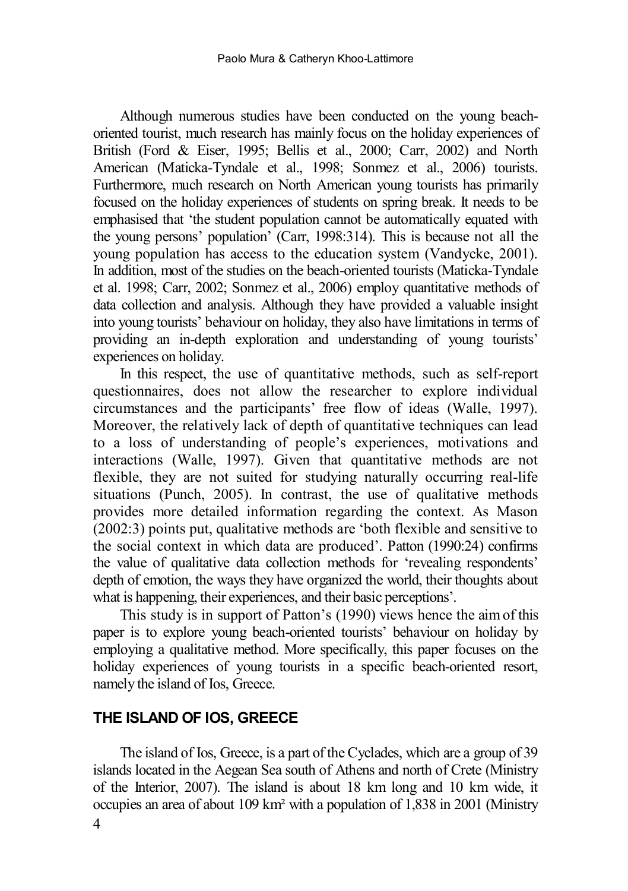Although numerous studies have been conducted on the young beach-oriented tourist, much research has mainly focus on the holiday experiences of British (Ford & Eiser, 1995; Bellis et al., 2000; Carr, 2002) and North American (Maticka-Tyndale et al., 1998; Sonmez et al., 2006) tourists. Furthermore, much research on North American young tourists has primarily focused on the holiday experiences of students on spring break. It needs to be emphasised that 'the student population cannot be automatically equated with the young persons' population' (Carr, 1998:314). This is because not all the young population has access to the education system (Vandycke, 2001). In addition, most of the studies on the beach-oriented tourists (Maticka-Tyndale et al. 1998; Carr, 2002; Sonmez et al., 2006) employ quantitative methods of data collection and analysis. Although they have provided a valuable insight into young tourists' behaviour on holiday, they also have limitations in terms of providing an in-depth exploration and understanding of young tourists' experiences on holiday.

In this respect, the use of quantitative methods, such as self-report questionnaires, does not allow the researcher to explore individual circumstances and the participants' free flow of ideas (Walle, 1997). Moreover, the relatively lack of depth of quantitative techniques can lead to a loss of understanding of people's experiences, motivations and interactions (Walle, 1997). Given that quantitative methods are not flexible, they are not suited for studying naturally occurring real-life situations (Punch, 2005). In contrast, the use of qualitative methods provides more detailed information regarding the context. As Mason (2002:3) points put, qualitative methods are 'both flexible and sensitive to the social context in which data are produced'. Patton (1990:24) confirms the value of qualitative data collection methods for 'revealing respondents' depth of emotion, the ways they have organized the world, their thoughts about what is happening, their experiences, and their basic perceptions'.

This study is in support of Patton's (1990) views hence the aim of this paper is to explore young beach-oriented tourists' behaviour on holiday by employing a qualitative method. More specifically, this paper focuses on the holiday experiences of young tourists in a specific beach-oriented resort, namely the island of Ios, Greece.

## THE ISLAND OF IOS, GREECE

The island of Ios, Greece, is a part of the Cyclades, which are a group of 39 islands located in the Aegean Sea south of Athens and north of Crete (Ministry of the Interior, 2007). The island is about 18 km long and 10 km wide, it occupies an area of about 109 km² with a population of 1,838 in 2001 (Ministry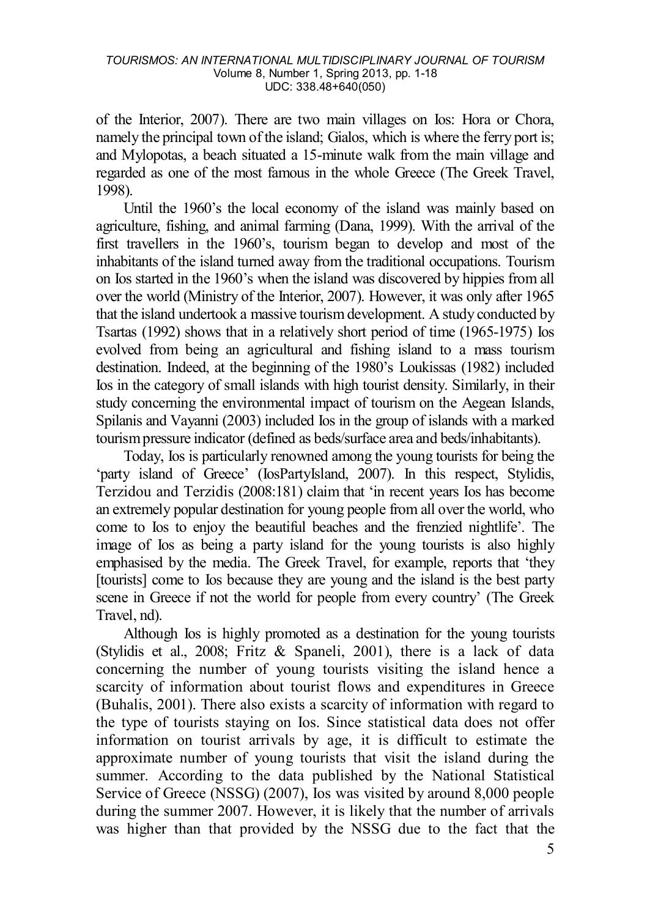of the Interior, 2007). There are two main villages on Ios: Hora or Chora, namely the principal town of the island; Gialos, which is where the ferry port is; and Mylopotas, a beach situated a 15-minute walk from the main village and regarded as one of the most famous in the whole Greece (The Greek Travel, 1998).

Until the 1960's the local economy of the island was mainly based on agriculture, fishing, and animal farming (Dana, 1999). With the arrival of the first travellers in the 1960's, tourism began to develop and most of the inhabitants of the island turned away from the traditional occupations. Tourism on Ios started in the 1960's when the island was discovered by hippies from all over the world (Ministry of the Interior, 2007). However, it was only after 1965 that the island undertook a massive tourism development. A study conducted by Tsartas (1992) shows that in a relatively short period of time (1965-1975) Ios evolved from being an agricultural and fishing island to a mass tourism destination. Indeed, at the beginning of the 1980's Loukissas (1982) included Ios in the category of small islands with high tourist density. Similarly, in their study concerning the environmental impact of tourism on the Aegean Islands, Spilanis and Vayanni (2003) included Ios in the group of islands with a marked tourism pressure indicator (defined as beds/surface area and beds/inhabitants).

Today, Ios is particularly renowned among the young tourists for being the 'party island of Greece' (IosPartyIsland, 2007). In this respect, Stylidis, Terzidou and Terzidis (2008:181) claim that 'in recent years Ios has become an extremely popular destination for young people from all over the world, who come to Ios to enjoy the beautiful beaches and the frenzied nightlife'. The image of Ios as being a party island for the young tourists is also highly emphasised by the media. The Greek Travel, for example, reports that 'they [tourists] come to Ios because they are young and the island is the best party scene in Greece if not the world for people from every country' (The Greek Travel, nd).

Although Ios is highly promoted as a destination for the young tourists (Stylidis et al., 2008; Fritz & Spaneli, 2001), there is a lack of data concerning the number of young tourists visiting the island hence a scarcity of information about tourist flows and expenditures in Greece (Buhalis, 2001). There also exists a scarcity of information with regard to the type of tourists staying on Ios. Since statistical data does not offer information on tourist arrivals by age, it is difficult to estimate the approximate number of young tourists that visit the island during the summer. According to the data published by the National Statistical Service of Greece (NSSG) (2007), Ios was visited by around 8,000 people during the summer 2007. However, it is likely that the number of arrivals was higher than that provided by the NSSG due to the fact that the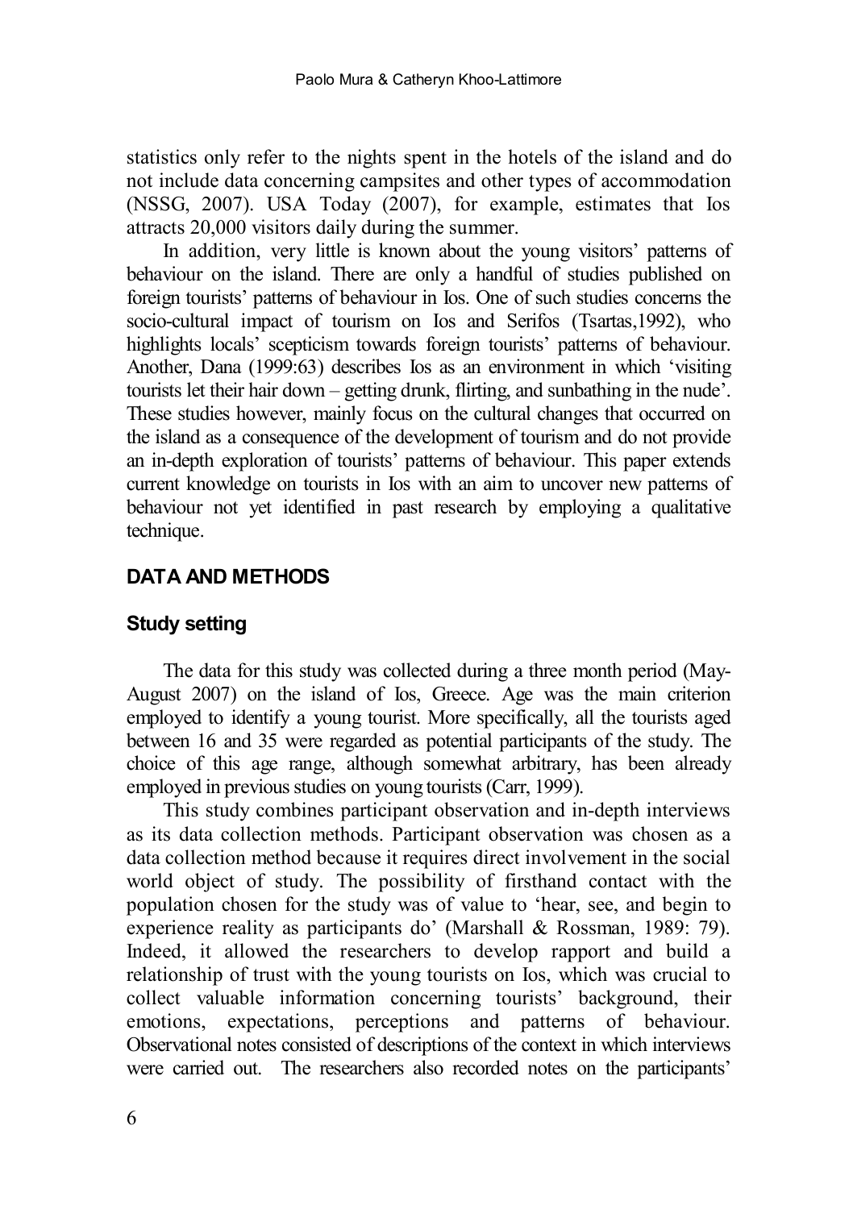statistics only refer to the nights spent in the hotels of the island and do not include data concerning campsites and other types of accommodation (NSSG, 2007). USA Today (2007), for example, estimates that Ios attracts 20,000 visitors daily during the summer.

In addition, very little is known about the young visitors' patterns of behaviour on the island. There are only a handful of studies published on foreign tourists' patterns of behaviour in Ios. One of such studies concerns the socio-cultural impact of tourism on Ios and Serifos (Tsartas,1992), who highlights locals' scepticism towards foreign tourists' patterns of behaviour. Another, Dana (1999:63) describes Ios as an environment in which 'visiting tourists let their hair down – getting drunk, flirting, and sunbathing in the nude'. These studies however, mainly focus on the cultural changes that occurred on the island as a consequence of the development of tourism and do not provide an in-depth exploration of tourists' patterns of behaviour. This paper extends current knowledge on tourists in Ios with an aim to uncover new patterns of behaviour not yet identified in past research by employing a qualitative technique.

## DATA AND METHODS

### Study setting

The data for this study was collected during a three month period (May-August 2007) on the island of Ios, Greece. Age was the main criterion employed to identify a young tourist. More specifically, all the tourists aged between 16 and 35 were regarded as potential participants of the study. The choice of this age range, although somewhat arbitrary, has been already employed in previous studies on young tourists (Carr, 1999).

This study combines participant observation and in-depth interviews as its data collection methods. Participant observation was chosen as a data collection method because it requires direct involvement in the social world object of study. The possibility of firsthand contact with the population chosen for the study was of value to 'hear, see, and begin to experience reality as participants do' (Marshall & Rossman, 1989: 79). Indeed, it allowed the researchers to develop rapport and build a relationship of trust with the young tourists on Ios, which was crucial to collect valuable information concerning tourists' background, their emotions, expectations, perceptions and patterns of behaviour. Observational notes consisted of descriptions of the context in which interviews were carried out. The researchers also recorded notes on the participants'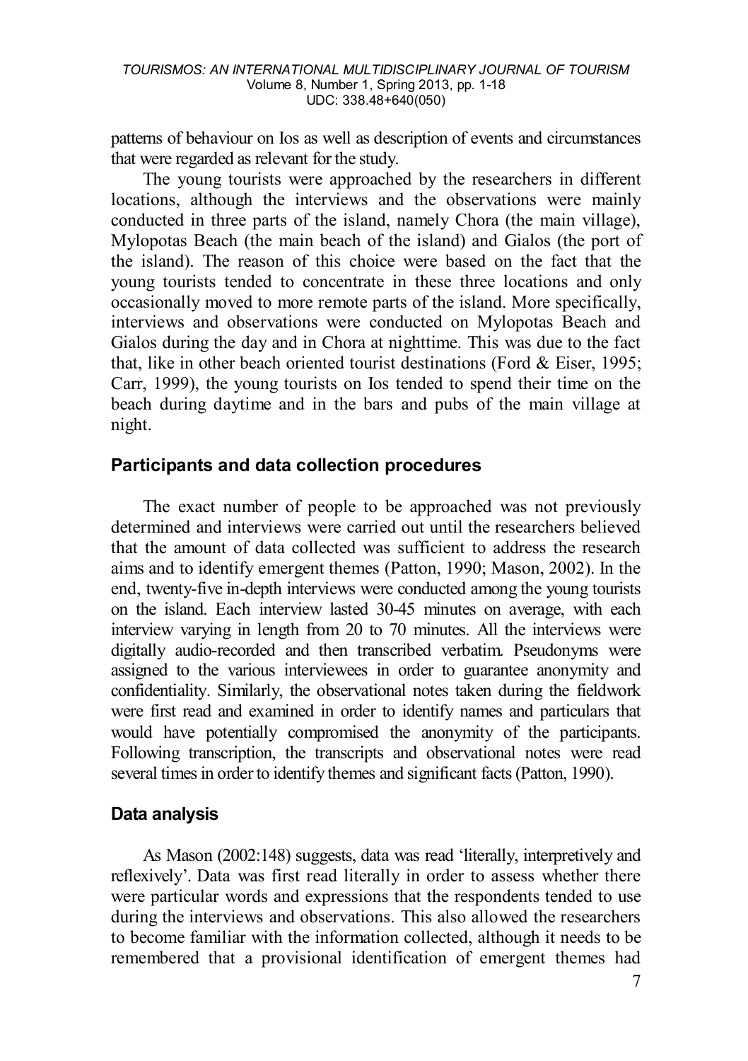patterns of behaviour on Ios as well as description of events and circumstances that were regarded as relevant for the study.

The young tourists were approached by the researchers in different locations, although the interviews and the observations were mainly conducted in three parts of the island, namely Chora (the main village), Mylopotas Beach (the main beach of the island) and Gialos (the port of the island). The reason of this choice were based on the fact that the young tourists tended to concentrate in these three locations and only occasionally moved to more remote parts of the island. More specifically, interviews and observations were conducted on Mylopotas Beach and Gialos during the day and in Chora at nighttime. This was due to the fact that, like in other beach oriented tourist destinations (Ford & Eiser, 1995; Carr, 1999), the young tourists on Ios tended to spend their time on the beach during daytime and in the bars and pubs of the main village at night.

## Participants and data collection procedures

The exact number of people to be approached was not previously determined and interviews were carried out until the researchers believed that the amount of data collected was sufficient to address the research aims and to identify emergent themes (Patton, 1990; Mason, 2002). In the end, twenty-five in-depth interviews were conducted among the young tourists on the island. Each interview lasted 30-45 minutes on average, with each interview varying in length from 20 to 70 minutes. All the interviews were digitally audio-recorded and then transcribed verbatim. Pseudonyms were assigned to the various interviewees in order to guarantee anonymity and confidentiality. Similarly, the observational notes taken during the fieldwork were first read and examined in order to identify names and particulars that would have potentially compromised the anonymity of the participants. Following transcription, the transcripts and observational notes were read several times in order to identify themes and significant facts (Patton, 1990).

## Data analysis

As Mason (2002:148) suggests, data was read 'literally, interpretively and reflexively'. Data was first read literally in order to assess whether there were particular words and expressions that the respondents tended to use during the interviews and observations. This also allowed the researchers to become familiar with the information collected, although it needs to be remembered that a provisional identification of emergent themes had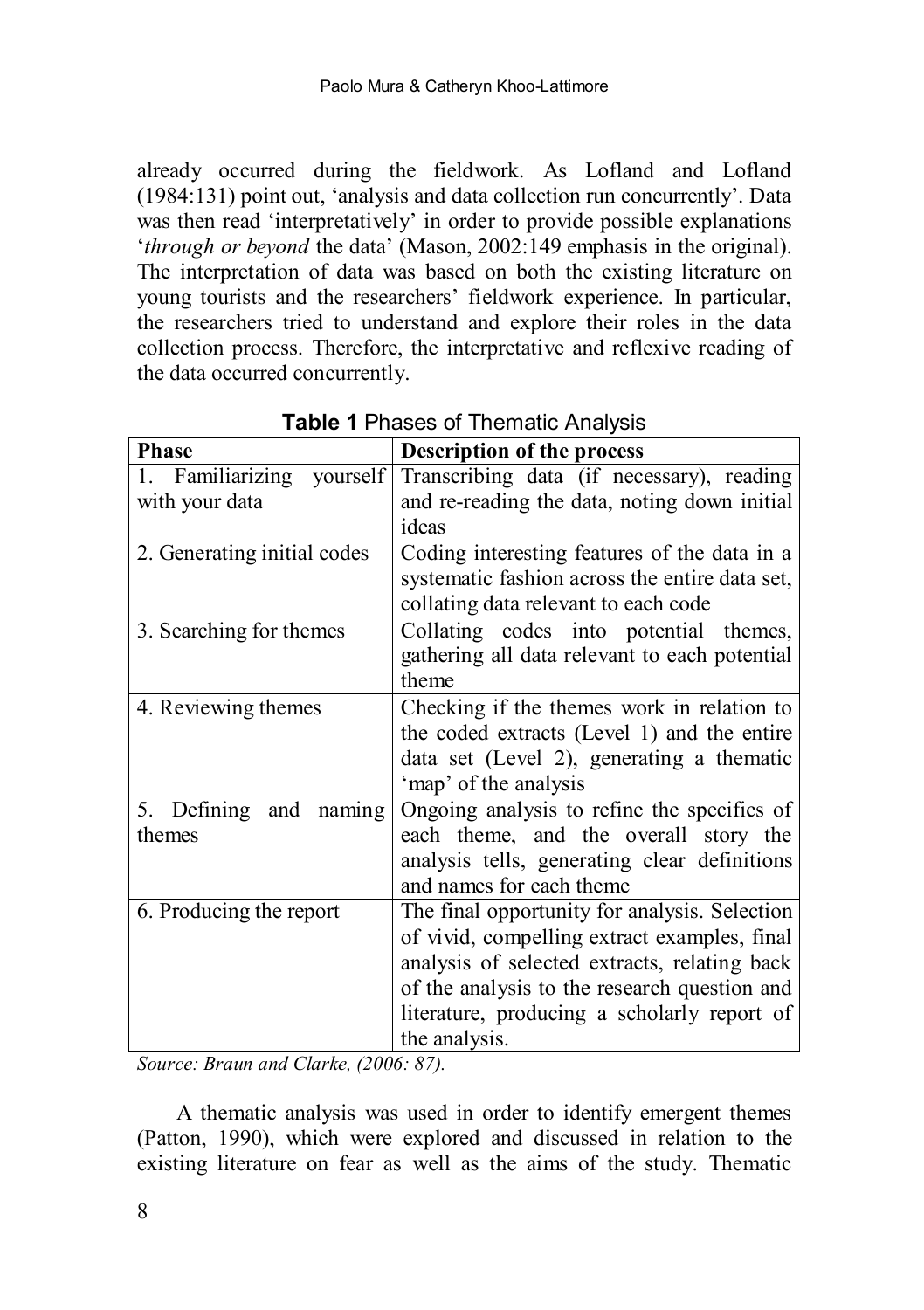already occurred during the fieldwork. As Lofland and Lofland (1984:131) point out, 'analysis and data collection run concurrently'. Data was then read 'interpretatively' in order to provide possible explanations '*through or beyond* the data' (Mason, 2002:149 emphasis in the original). The interpretation of data was based on both the existing literature on young tourists and the researchers' fieldwork experience. In particular, the researchers tried to understand and explore their roles in the data collection process. Therefore, the interpretative and reflexive reading of the data occurred concurrently.

**Table 1** Phases of Thematic Analysis

| Phase | Description of the process |
| --- | --- |
| 1. Familiarizing yourself with your data | Transcribing data (if necessary), reading and re-reading the data, noting down initial ideas |
| 2. Generating initial codes | Coding interesting features of the data in a systematic fashion across the entire data set, collating data relevant to each code |
| 3. Searching for themes | Collating codes into potential themes, gathering all data relevant to each potential theme |
| 4. Reviewing themes | Checking if the themes work in relation to the coded extracts (Level 1) and the entire data set (Level 2), generating a thematic 'map' of the analysis |
| 5. Defining and naming themes | Ongoing analysis to refine the specifics of each theme, and the overall story the analysis tells, generating clear definitions and names for each theme |
| 6. Producing the report | The final opportunity for analysis. Selection of vivid, compelling extract examples, final analysis of selected extracts, relating back of the analysis to the research question and literature, producing a scholarly report of the analysis. |

*Source: Braun and Clarke, (2006: 87).*

A thematic analysis was used in order to identify emergent themes (Patton, 1990), which were explored and discussed in relation to the existing literature on fear as well as the aims of the study. Thematic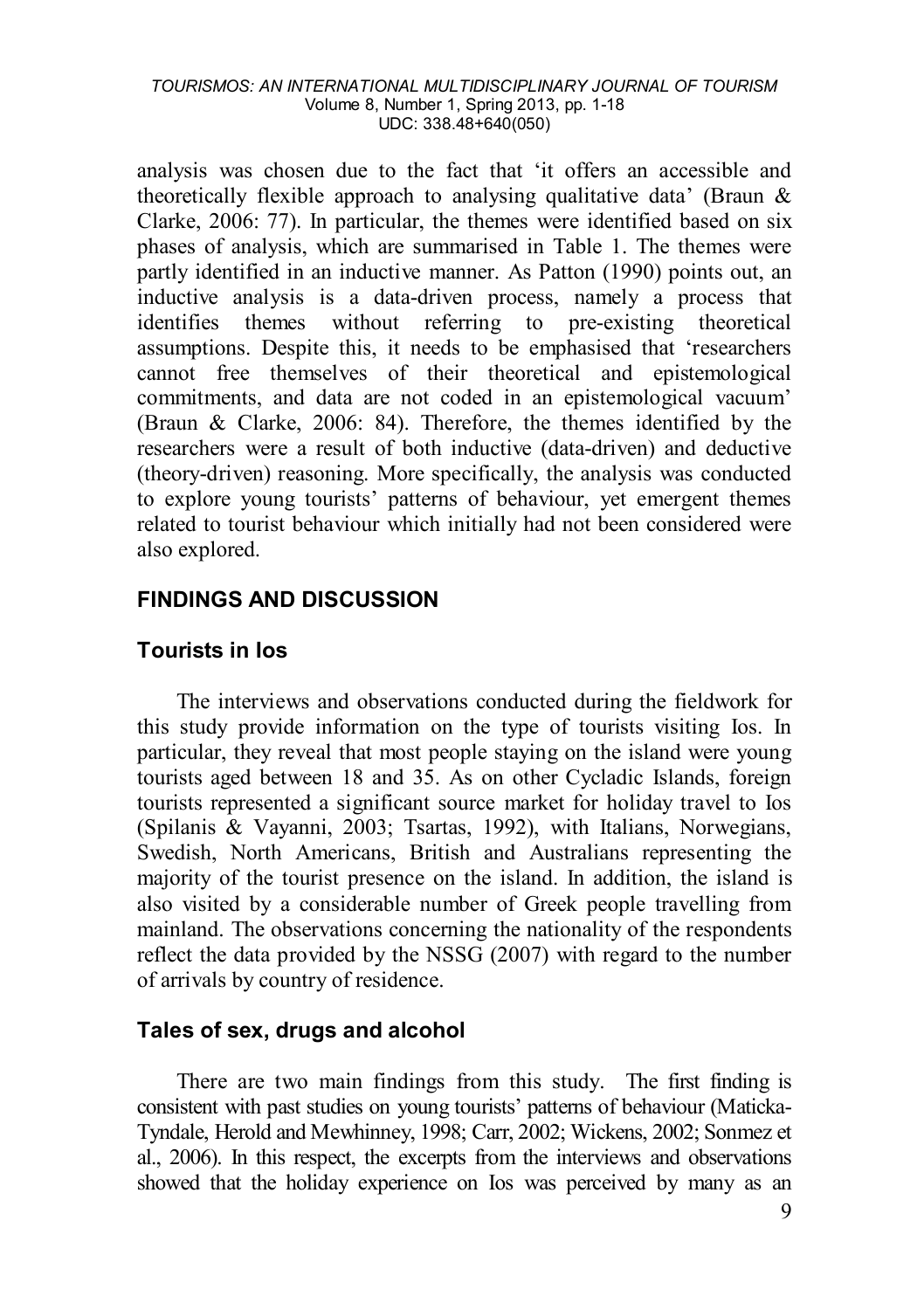analysis was chosen due to the fact that 'it offers an accessible and theoretically flexible approach to analysing qualitative data' (Braun & Clarke, 2006: 77). In particular, the themes were identified based on six phases of analysis, which are summarised in Table 1. The themes were partly identified in an inductive manner. As Patton (1990) points out, an inductive analysis is a data-driven process, namely a process that identifies themes without referring to pre-existing theoretical assumptions. Despite this, it needs to be emphasised that 'researchers cannot free themselves of their theoretical and epistemological commitments, and data are not coded in an epistemological vacuum' (Braun & Clarke, 2006: 84). Therefore, the themes identified by the researchers were a result of both inductive (data-driven) and deductive (theory-driven) reasoning. More specifically, the analysis was conducted to explore young tourists' patterns of behaviour, yet emergent themes related to tourist behaviour which initially had not been considered were also explored.

## FINDINGS AND DISCUSSION

### Tourists in Ios

The interviews and observations conducted during the fieldwork for this study provide information on the type of tourists visiting Ios. In particular, they reveal that most people staying on the island were young tourists aged between 18 and 35. As on other Cycladic Islands, foreign tourists represented a significant source market for holiday travel to Ios (Spilanis & Vayanni, 2003; Tsartas, 1992), with Italians, Norwegians, Swedish, North Americans, British and Australians representing the majority of the tourist presence on the island. In addition, the island is also visited by a considerable number of Greek people travelling from mainland. The observations concerning the nationality of the respondents reflect the data provided by the NSSG (2007) with regard to the number of arrivals by country of residence.

### Tales of sex, drugs and alcohol

There are two main findings from this study. The first finding is consistent with past studies on young tourists' patterns of behaviour (Maticka-Tyndale, Herold and Mewhinney, 1998; Carr, 2002; Wickens, 2002; Sonmez et al., 2006). In this respect, the excerpts from the interviews and observations showed that the holiday experience on Ios was perceived by many as an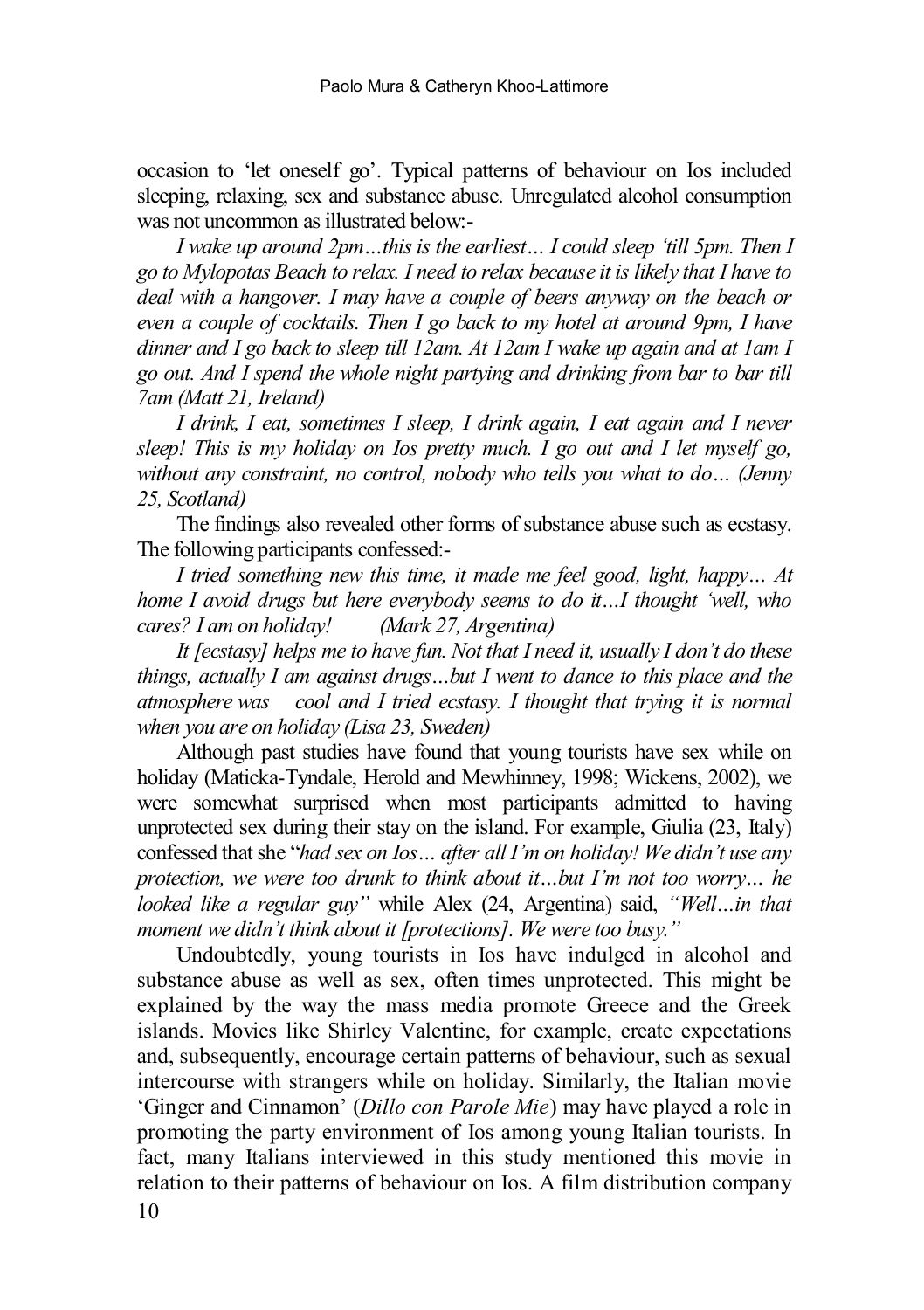occasion to 'let oneself go'. Typical patterns of behaviour on Ios included sleeping, relaxing, sex and substance abuse. Unregulated alcohol consumption was not uncommon as illustrated below:-

*I wake up around 2pm…this is the earliest… I could sleep 'till 5pm. Then I go to Mylopotas Beach to relax. I need to relax because it is likely that I have to deal with a hangover. I may have a couple of beers anyway on the beach or even a couple of cocktails. Then I go back to my hotel at around 9pm, I have dinner and I go back to sleep till 12am. At 12am I wake up again and at 1am I go out. And I spend the whole night partying and drinking from bar to bar till 7am (Matt 21, Ireland)*

*I drink, I eat, sometimes I sleep, I drink again, I eat again and I never sleep! This is my holiday on Ios pretty much. I go out and I let myself go, without any constraint, no control, nobody who tells you what to do… (Jenny 25, Scotland)*

The findings also revealed other forms of substance abuse such as ecstasy. The following participants confessed:-

*I tried something new this time, it made me feel good, light, happy… At home I avoid drugs but here everybody seems to do it…I thought 'well, who cares? I am on holiday! (Mark 27, Argentina)*

*It [ecstasy] helps me to have fun. Not that I need it, usually I don't do these things, actually I am against drugs…but I went to dance to this place and the atmosphere was cool and I tried ecstasy. I thought that trying it is normal when you are on holiday (Lisa 23, Sweden)*

Although past studies have found that young tourists have sex while on holiday (Maticka-Tyndale, Herold and Mewhinney, 1998; Wickens, 2002), we were somewhat surprised when most participants admitted to having unprotected sex during their stay on the island. For example, Giulia (23, Italy) confessed that she "*had sex on Ios… after all I'm on holiday! We didn't use any protection, we were too drunk to think about it…but I'm not too worry… he looked like a regular guy"* while Alex (24, Argentina) said, *"Well…in that moment we didn't think about it [protections]. We were too busy."*

Undoubtedly, young tourists in Ios have indulged in alcohol and substance abuse as well as sex, often times unprotected. This might be explained by the way the mass media promote Greece and the Greek islands. Movies like Shirley Valentine, for example, create expectations and, subsequently, encourage certain patterns of behaviour, such as sexual intercourse with strangers while on holiday. Similarly, the Italian movie 'Ginger and Cinnamon' (*Dillo con Parole Mie*) may have played a role in promoting the party environment of Ios among young Italian tourists. In fact, many Italians interviewed in this study mentioned this movie in relation to their patterns of behaviour on Ios. A film distribution company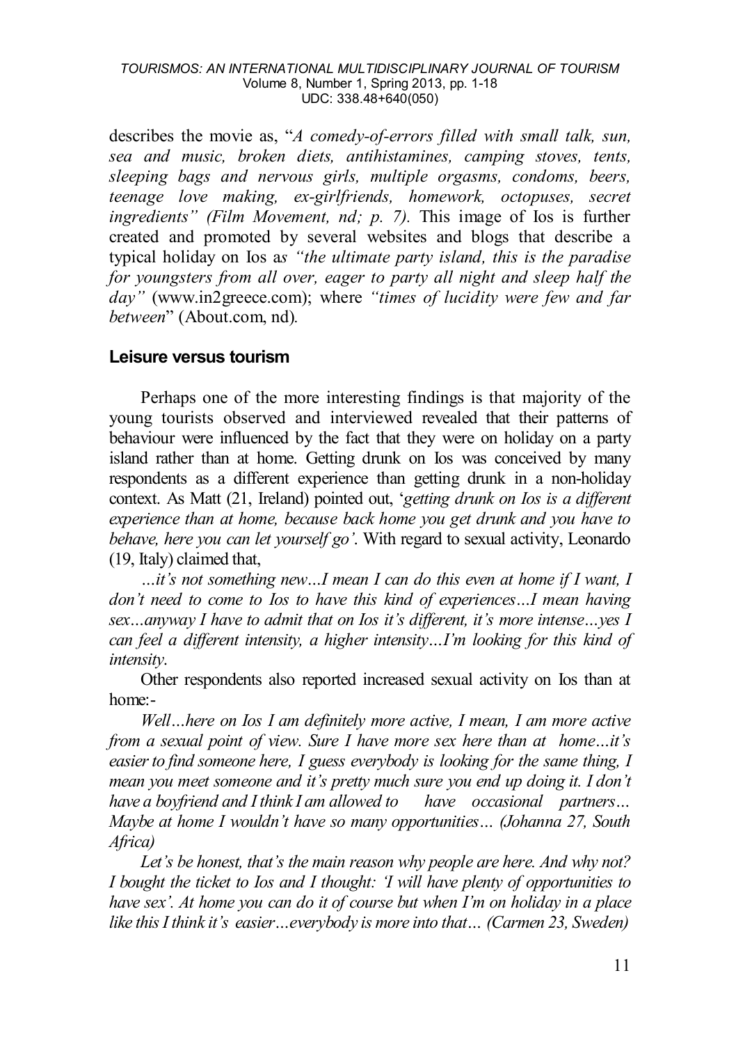describes the movie as, "*A comedy-of-errors filled with small talk, sun, sea and music, broken diets, antihistamines, camping stoves, tents, sleeping bags and nervous girls, multiple orgasms, condoms, beers, teenage love making, ex-girlfriends, homework, octopuses, secret ingredients" (Film Movement, nd; p. 7).* This image of Ios is further created and promoted by several websites and blogs that describe a typical holiday on Ios a*s "the ultimate party island, this is the paradise for youngsters from all over, eager to party all night and sleep half the day"* (www.in2greece.com); where *"times of lucidity were few and far between*" (About.com, nd).

## Leisure versus tourism

Perhaps one of the more interesting findings is that majority of the young tourists observed and interviewed revealed that their patterns of behaviour were influenced by the fact that they were on holiday on a party island rather than at home. Getting drunk on Ios was conceived by many respondents as a different experience than getting drunk in a non-holiday context. As Matt (21, Ireland) pointed out, '*getting drunk on Ios is a different experience than at home, because back home you get drunk and you have to behave, here you can let yourself go'*. With regard to sexual activity, Leonardo (19, Italy) claimed that,

*…it's not something new…I mean I can do this even at home if I want, I don't need to come to Ios to have this kind of experiences…I mean having sex…anyway I have to admit that on Ios it's different, it's more intense…yes I can feel a different intensity, a higher intensity…I'm looking for this kind of intensity*.

Other respondents also reported increased sexual activity on Ios than at home:-

*Well…here on Ios I am definitely more active, I mean, I am more active from a sexual point of view. Sure I have more sex here than at home…it's easier to find someone here, I guess everybody is looking for the same thing, I mean you meet someone and it's pretty much sure you end up doing it. I don't have a boyfriend and I think I am allowed to have occasional partners… Maybe at home I wouldn't have so many opportunities… (Johanna 27, South Africa)*

*Let's be honest, that's the main reason why people are here. And why not? I bought the ticket to Ios and I thought: 'I will have plenty of opportunities to have sex'. At home you can do it of course but when I'm on holiday in a place like this I think it's easier…everybody is more into that… (Carmen 23, Sweden)*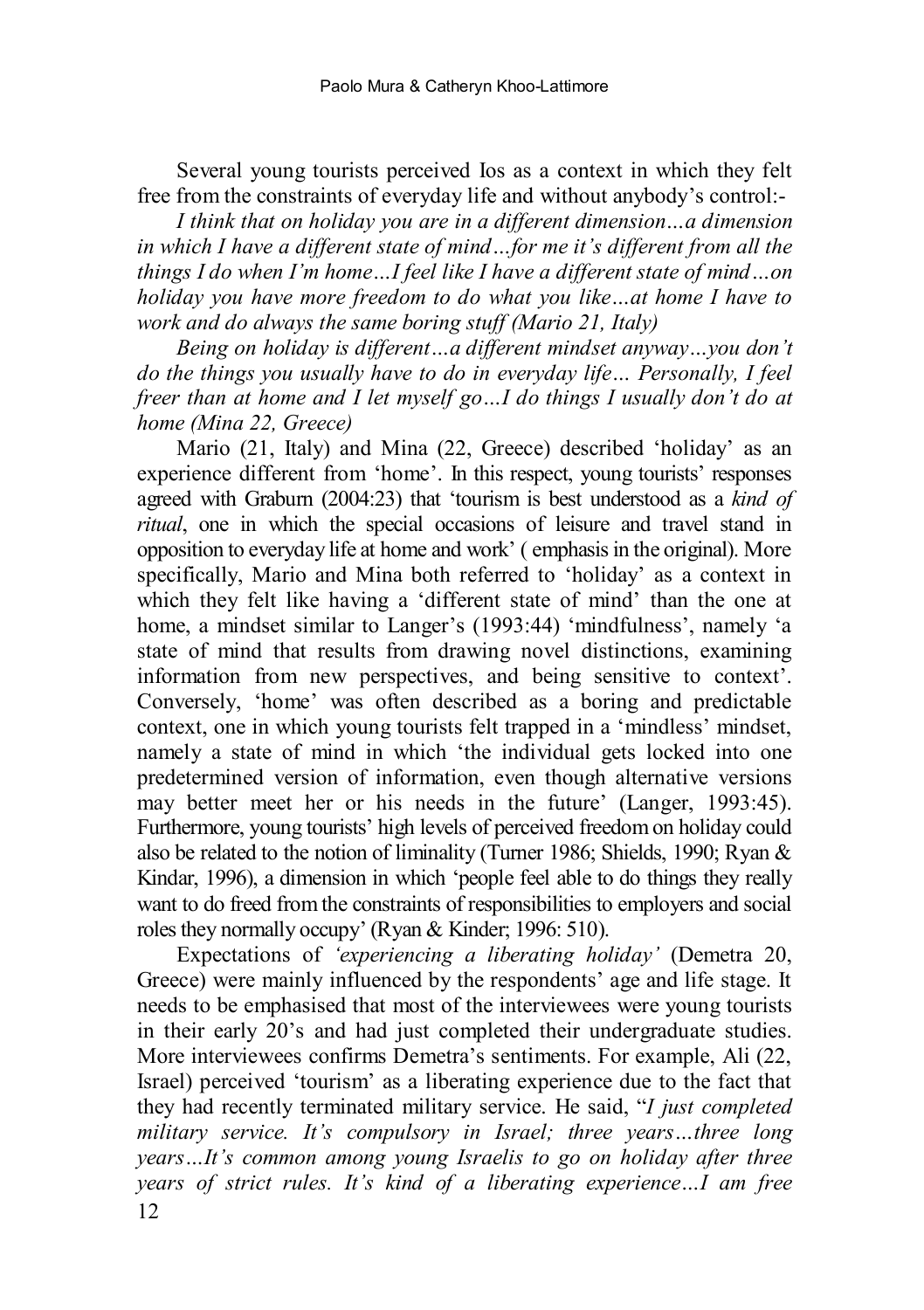Several young tourists perceived Ios as a context in which they felt free from the constraints of everyday life and without anybody's control:-

*I think that on holiday you are in a different dimension…a dimension in which I have a different state of mind…for me it's different from all the things I do when I'm home…I feel like I have a different state of mind…on holiday you have more freedom to do what you like…at home I have to work and do always the same boring stuff (Mario 21, Italy)*

*Being on holiday is different…a different mindset anyway…you don't do the things you usually have to do in everyday life… Personally, I feel freer than at home and I let myself go…I do things I usually don't do at home (Mina 22, Greece)*

Mario (21, Italy) and Mina (22, Greece) described 'holiday' as an experience different from 'home'. In this respect, young tourists' responses agreed with Graburn (2004:23) that 'tourism is best understood as a *kind of ritual*, one in which the special occasions of leisure and travel stand in opposition to everyday life at home and work' ( emphasis in the original). More specifically, Mario and Mina both referred to 'holiday' as a context in which they felt like having a 'different state of mind' than the one at home, a mindset similar to Langer's (1993:44) 'mindfulness', namely 'a state of mind that results from drawing novel distinctions, examining information from new perspectives, and being sensitive to context'. Conversely, 'home' was often described as a boring and predictable context, one in which young tourists felt trapped in a 'mindless' mindset, namely a state of mind in which 'the individual gets locked into one predetermined version of information, even though alternative versions may better meet her or his needs in the future' (Langer, 1993:45). Furthermore, young tourists' high levels of perceived freedom on holiday could also be related to the notion of liminality (Turner 1986; Shields, 1990; Ryan & Kindar, 1996), a dimension in which 'people feel able to do things they really want to do freed from the constraints of responsibilities to employers and social roles they normally occupy' (Ryan & Kinder; 1996: 510).

Expectations of *'experiencing a liberating holiday'* (Demetra 20, Greece) were mainly influenced by the respondents' age and life stage. It needs to be emphasised that most of the interviewees were young tourists in their early 20's and had just completed their undergraduate studies. More interviewees confirms Demetra's sentiments. For example, Ali (22, Israel) perceived 'tourism' as a liberating experience due to the fact that they had recently terminated military service. He said, "*I just completed military service. It's compulsory in Israel; three years…three long years…It's common among young Israelis to go on holiday after three years of strict rules. It's kind of a liberating experience…I am free*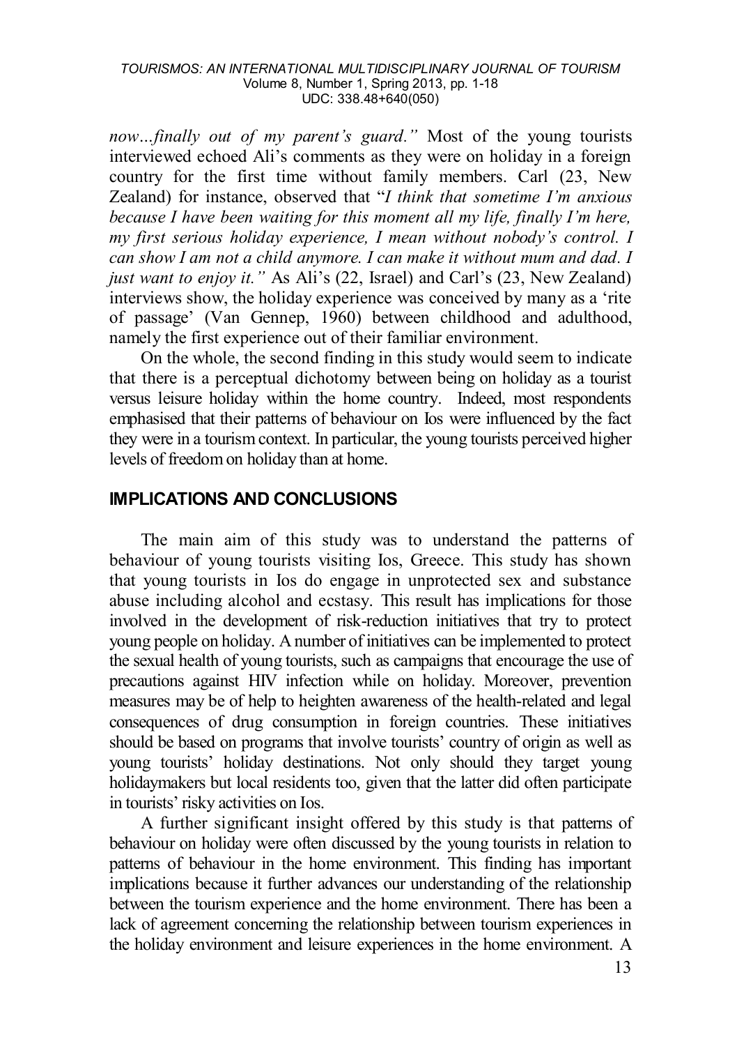*now...finally out of my parent's guard."* Most of the young tourists interviewed echoed Ali's comments as they were on holiday in a foreign country for the first time without family members. Carl (23, New Zealand) for instance, observed that "*I think that sometime I'm anxious because I have been waiting for this moment all my life, finally I'm here, my first serious holiday experience, I mean without nobody's control. I can show I am not a child anymore. I can make it without mum and dad. I just want to enjoy it."* As Ali's (22, Israel) and Carl's (23, New Zealand) interviews show, the holiday experience was conceived by many as a 'rite of passage' (Van Gennep, 1960) between childhood and adulthood, namely the first experience out of their familiar environment.

On the whole, the second finding in this study would seem to indicate that there is a perceptual dichotomy between being on holiday as a tourist versus leisure holiday within the home country. Indeed, most respondents emphasised that their patterns of behaviour on Ios were influenced by the fact they were in a tourism context. In particular, the young tourists perceived higher levels of freedom on holiday than at home.

## IMPLICATIONS AND CONCLUSIONS

The main aim of this study was to understand the patterns of behaviour of young tourists visiting Ios, Greece. This study has shown that young tourists in Ios do engage in unprotected sex and substance abuse including alcohol and ecstasy. This result has implications for those involved in the development of risk-reduction initiatives that try to protect young people on holiday. A number of initiatives can be implemented to protect the sexual health of young tourists, such as campaigns that encourage the use of precautions against HIV infection while on holiday. Moreover, prevention measures may be of help to heighten awareness of the health-related and legal consequences of drug consumption in foreign countries. These initiatives should be based on programs that involve tourists' country of origin as well as young tourists' holiday destinations. Not only should they target young holidaymakers but local residents too, given that the latter did often participate in tourists' risky activities on Ios.

A further significant insight offered by this study is that patterns of behaviour on holiday were often discussed by the young tourists in relation to patterns of behaviour in the home environment. This finding has important implications because it further advances our understanding of the relationship between the tourism experience and the home environment. There has been a lack of agreement concerning the relationship between tourism experiences in the holiday environment and leisure experiences in the home environment. A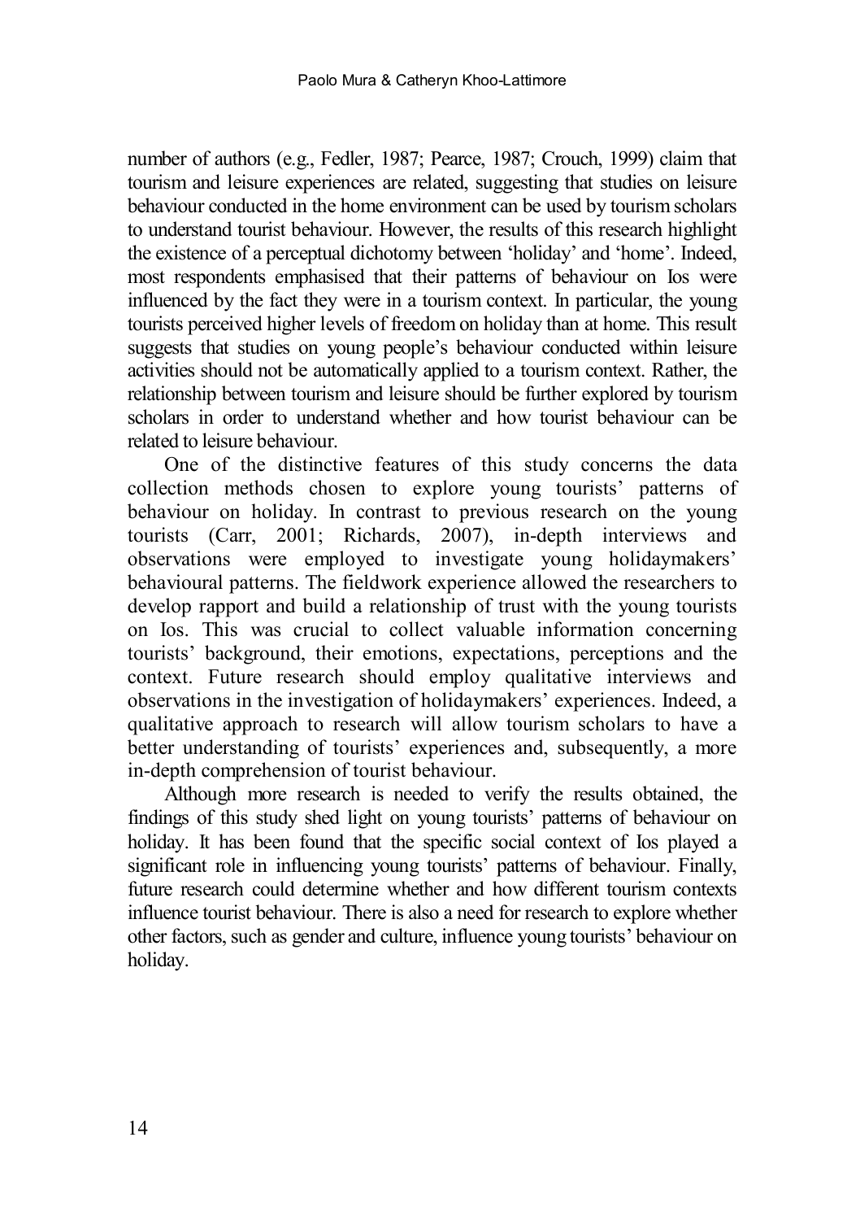number of authors (e.g., Fedler, 1987; Pearce, 1987; Crouch, 1999) claim that tourism and leisure experiences are related, suggesting that studies on leisure behaviour conducted in the home environment can be used by tourism scholars to understand tourist behaviour. However, the results of this research highlight the existence of a perceptual dichotomy between 'holiday' and 'home'. Indeed, most respondents emphasised that their patterns of behaviour on Ios were influenced by the fact they were in a tourism context. In particular, the young tourists perceived higher levels of freedom on holiday than at home. This result suggests that studies on young people's behaviour conducted within leisure activities should not be automatically applied to a tourism context. Rather, the relationship between tourism and leisure should be further explored by tourism scholars in order to understand whether and how tourist behaviour can be related to leisure behaviour.

One of the distinctive features of this study concerns the data collection methods chosen to explore young tourists' patterns of behaviour on holiday. In contrast to previous research on the young tourists (Carr, 2001; Richards, 2007), in-depth interviews and observations were employed to investigate young holidaymakers' behavioural patterns. The fieldwork experience allowed the researchers to develop rapport and build a relationship of trust with the young tourists on Ios. This was crucial to collect valuable information concerning tourists' background, their emotions, expectations, perceptions and the context. Future research should employ qualitative interviews and observations in the investigation of holidaymakers' experiences. Indeed, a qualitative approach to research will allow tourism scholars to have a better understanding of tourists' experiences and, subsequently, a more in-depth comprehension of tourist behaviour.

Although more research is needed to verify the results obtained, the findings of this study shed light on young tourists' patterns of behaviour on holiday. It has been found that the specific social context of Ios played a significant role in influencing young tourists' patterns of behaviour. Finally, future research could determine whether and how different tourism contexts influence tourist behaviour. There is also a need for research to explore whether other factors, such as gender and culture, influence young tourists' behaviour on holiday.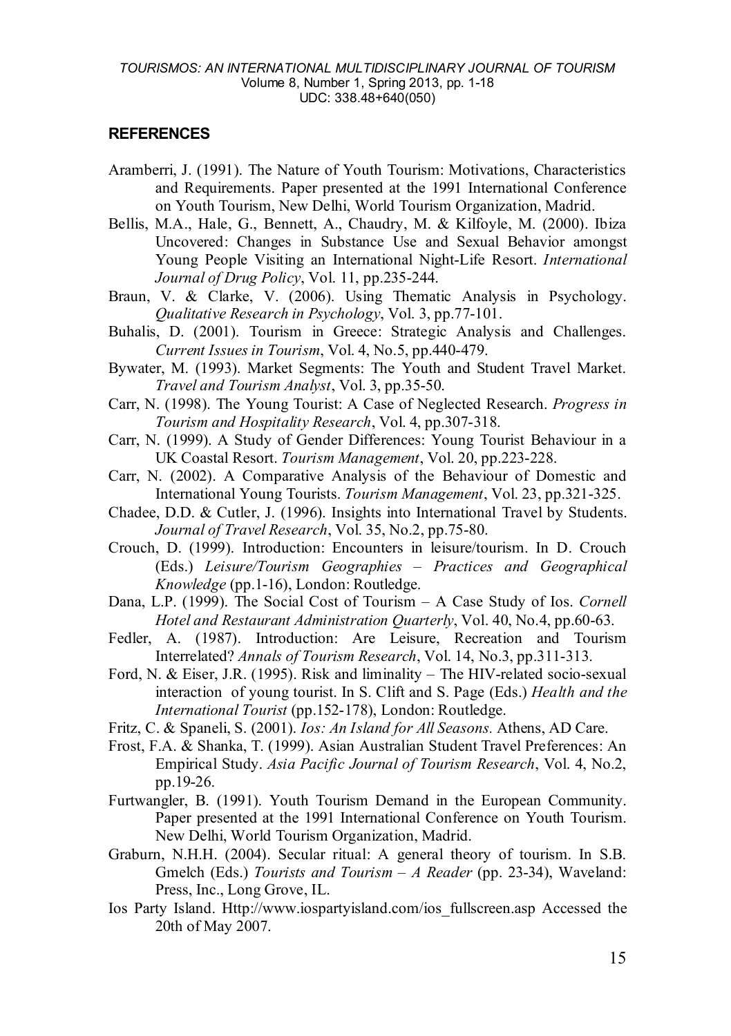## REFERENCES

Aramberri, J. (1991). The Nature of Youth Tourism: Motivations, Characteristics and Requirements. Paper presented at the 1991 International Conference on Youth Tourism, New Delhi, World Tourism Organization, Madrid.

Bellis, M.A., Hale, G., Bennett, A., Chaudry, M. & Kilfoyle, M. (2000). Ibiza Uncovered: Changes in Substance Use and Sexual Behavior amongst Young People Visiting an International Night-Life Resort. *International Journal of Drug Policy*, Vol. 11, pp.235-244.

Braun, V. & Clarke, V. (2006). Using Thematic Analysis in Psychology. *Qualitative Research in Psychology*, Vol. 3, pp.77-101.

Buhalis, D. (2001). Tourism in Greece: Strategic Analysis and Challenges. *Current Issues in Tourism*, Vol. 4, No.5, pp.440-479.

Bywater, M. (1993). Market Segments: The Youth and Student Travel Market. *Travel and Tourism Analyst*, Vol. 3, pp.35-50.

Carr, N. (1998). The Young Tourist: A Case of Neglected Research. *Progress in Tourism and Hospitality Research*, Vol. 4, pp.307-318.

Carr, N. (1999). A Study of Gender Differences: Young Tourist Behaviour in a UK Coastal Resort. *Tourism Management*, Vol. 20, pp.223-228.

Carr, N. (2002). A Comparative Analysis of the Behaviour of Domestic and International Young Tourists. *Tourism Management*, Vol. 23, pp.321-325.

Chadee, D.D. & Cutler, J. (1996). Insights into International Travel by Students. *Journal of Travel Research*, Vol. 35, No.2, pp.75-80.

Crouch, D. (1999). Introduction: Encounters in leisure/tourism. In D. Crouch (Eds.) *Leisure/Tourism Geographies – Practices and Geographical Knowledge* (pp.1-16), London: Routledge.

Dana, L.P. (1999). The Social Cost of Tourism – A Case Study of Ios. *Cornell Hotel and Restaurant Administration Quarterly*, Vol. 40, No.4, pp.60-63.

Fedler, A. (1987). Introduction: Are Leisure, Recreation and Tourism Interrelated? *Annals of Tourism Research*, Vol. 14, No.3, pp.311-313.

Ford, N. & Eiser, J.R. (1995). Risk and liminality – The HIV-related socio-sexual interaction of young tourist. In S. Clift and S. Page (Eds.) *Health and the International Tourist* (pp.152-178), London: Routledge.

Fritz, C. & Spaneli, S. (2001). *Ios: An Island for All Seasons.* Athens, AD Care.

Frost, F.A. & Shanka, T. (1999). Asian Australian Student Travel Preferences: An Empirical Study. *Asia Pacific Journal of Tourism Research*, Vol. 4, No.2, pp.19-26.

Furtwangler, B. (1991). Youth Tourism Demand in the European Community. Paper presented at the 1991 International Conference on Youth Tourism. New Delhi, World Tourism Organization, Madrid.

Graburn, N.H.H. (2004). Secular ritual: A general theory of tourism. In S.B. Gmelch (Eds.) *Tourists and Tourism – A Reader* (pp. 23-34), Waveland: Press, Inc., Long Grove, IL.

Ios Party Island. Http://www.iospartyisland.com/ios_fullscreen.asp Accessed the 20th of May 2007.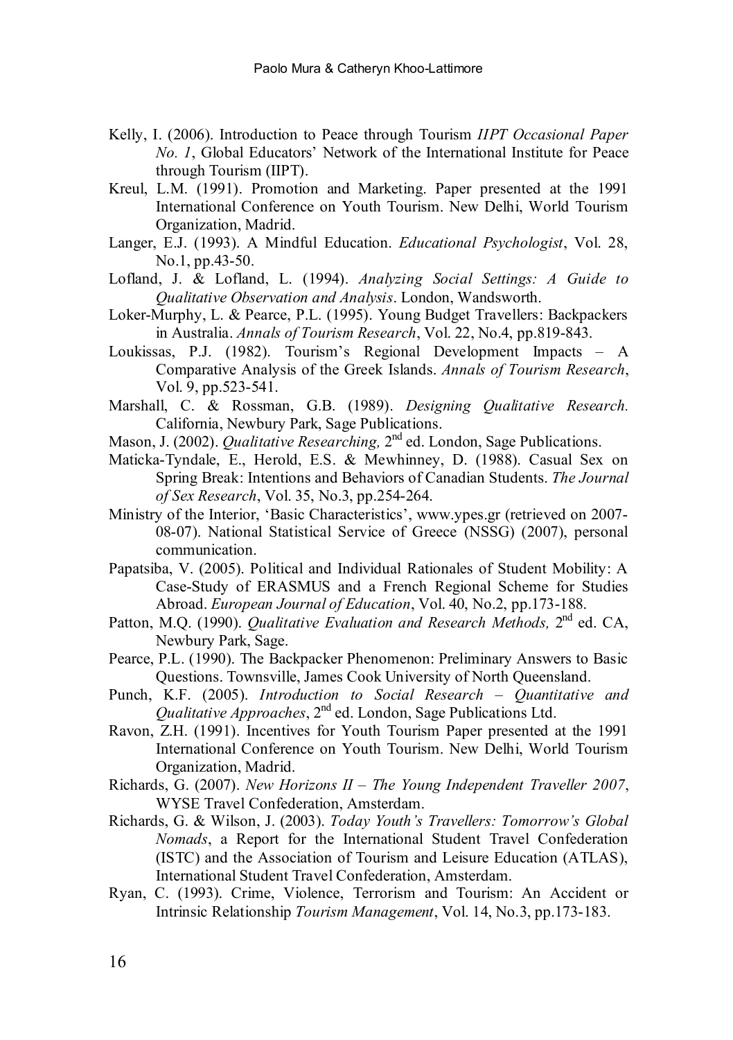Kelly, I. (2006). Introduction to Peace through Tourism *IIPT Occasional Paper No. 1*, Global Educators' Network of the International Institute for Peace through Tourism (IIPT).

Kreul, L.M. (1991). Promotion and Marketing. Paper presented at the 1991 International Conference on Youth Tourism. New Delhi, World Tourism Organization, Madrid.

Langer, E.J. (1993). A Mindful Education. *Educational Psychologist*, Vol. 28, No.1, pp.43-50.

Lofland, J. & Lofland, L. (1994). *Analyzing Social Settings: A Guide to Qualitative Observation and Analysis*. London, Wandsworth.

Loker-Murphy, L. & Pearce, P.L. (1995). Young Budget Travellers: Backpackers in Australia. *Annals of Tourism Research*, Vol. 22, No.4, pp.819-843.

Loukissas, P.J. (1982). Tourism's Regional Development Impacts – A Comparative Analysis of the Greek Islands. *Annals of Tourism Research*, Vol. 9, pp.523-541.

Marshall, C. & Rossman, G.B. (1989). *Designing Qualitative Research.* California, Newbury Park, Sage Publications.

Mason, J. (2002). *Qualitative Researching,* 2nd ed. London, Sage Publications.

Maticka-Tyndale, E., Herold, E.S. & Mewhinney, D. (1988). Casual Sex on Spring Break: Intentions and Behaviors of Canadian Students. *The Journal of Sex Research*, Vol. 35, No.3, pp.254-264.

Ministry of the Interior, 'Basic Characteristics', www.ypes.gr (retrieved on 2007-08-07). National Statistical Service of Greece (NSSG) (2007), personal communication.

Papatsiba, V. (2005). Political and Individual Rationales of Student Mobility: A Case-Study of ERASMUS and a French Regional Scheme for Studies Abroad. *European Journal of Education*, Vol. 40, No.2, pp.173-188.

Patton, M.Q. (1990). *Qualitative Evaluation and Research Methods,* 2nd ed. CA, Newbury Park, Sage.

Pearce, P.L. (1990). The Backpacker Phenomenon: Preliminary Answers to Basic Questions. Townsville, James Cook University of North Queensland.

Punch, K.F. (2005). *Introduction to Social Research – Quantitative and Qualitative Approaches*, 2nd ed. London, Sage Publications Ltd.

Ravon, Z.H. (1991). Incentives for Youth Tourism Paper presented at the 1991 International Conference on Youth Tourism. New Delhi, World Tourism Organization, Madrid.

Richards, G. (2007). *New Horizons II – The Young Independent Traveller 2007*, WYSE Travel Confederation, Amsterdam.

Richards, G. & Wilson, J. (2003). *Today Youth's Travellers: Tomorrow's Global Nomads*, a Report for the International Student Travel Confederation (ISTC) and the Association of Tourism and Leisure Education (ATLAS), International Student Travel Confederation, Amsterdam.

Ryan, C. (1993). Crime, Violence, Terrorism and Tourism: An Accident or Intrinsic Relationship *Tourism Management*, Vol. 14, No.3, pp.173-183.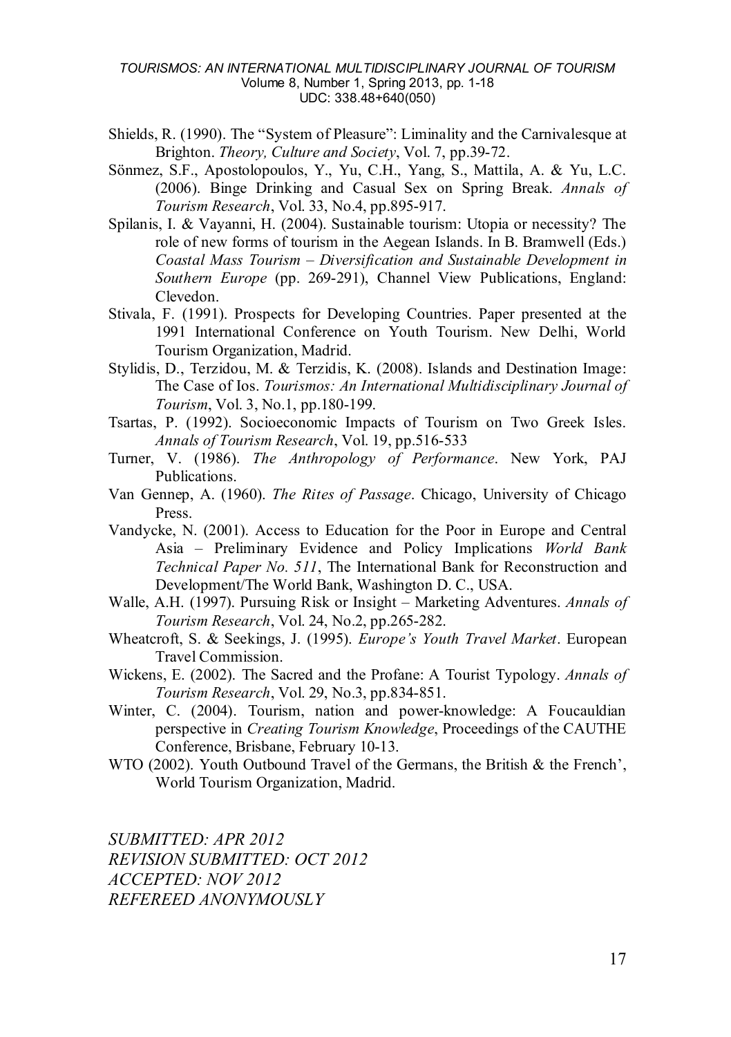Shields, R. (1990). The "System of Pleasure": Liminality and the Carnivalesque at Brighton. *Theory, Culture and Society*, Vol. 7, pp.39-72.

Sönmez, S.F., Apostolopoulos, Y., Yu, C.H., Yang, S., Mattila, A. & Yu, L.C. (2006). Binge Drinking and Casual Sex on Spring Break. *Annals of Tourism Research*, Vol. 33, No.4, pp.895-917.

Spilanis, I. & Vayanni, H. (2004). Sustainable tourism: Utopia or necessity? The role of new forms of tourism in the Aegean Islands. In B. Bramwell (Eds.) *Coastal Mass Tourism – Diversification and Sustainable Development in Southern Europe* (pp. 269-291), Channel View Publications, England: Clevedon.

Stivala, F. (1991). Prospects for Developing Countries. Paper presented at the 1991 International Conference on Youth Tourism. New Delhi, World Tourism Organization, Madrid.

Stylidis, D., Terzidou, M. & Terzidis, K. (2008). Islands and Destination Image: The Case of Ios. *Tourismos: An International Multidisciplinary Journal of Tourism*, Vol. 3, No.1, pp.180-199.

Tsartas, P. (1992). Socioeconomic Impacts of Tourism on Two Greek Isles. *Annals of Tourism Research*, Vol. 19, pp.516-533

Turner, V. (1986). *The Anthropology of Performance*. New York, PAJ Publications.

Van Gennep, A. (1960). *The Rites of Passage*. Chicago, University of Chicago Press.

Vandycke, N. (2001). Access to Education for the Poor in Europe and Central Asia – Preliminary Evidence and Policy Implications *World Bank Technical Paper No. 511*, The International Bank for Reconstruction and Development/The World Bank, Washington D. C., USA.

Walle, A.H. (1997). Pursuing Risk or Insight – Marketing Adventures. *Annals of Tourism Research*, Vol. 24, No.2, pp.265-282.

Wheatcroft, S. & Seekings, J. (1995). *Europe's Youth Travel Market*. European Travel Commission.

Wickens, E. (2002). The Sacred and the Profane: A Tourist Typology. *Annals of Tourism Research*, Vol. 29, No.3, pp.834-851.

Winter, C. (2004). Tourism, nation and power-knowledge: A Foucauldian perspective in *Creating Tourism Knowledge*, Proceedings of the CAUTHE Conference, Brisbane, February 10-13.

WTO (2002). Youth Outbound Travel of the Germans, the British & the French', World Tourism Organization, Madrid.

*SUBMITTED: APR 2012*
*REVISION SUBMITTED: OCT 2012*
*ACCEPTED: NOV 2012*
*REFEREED ANONYMOUSLY*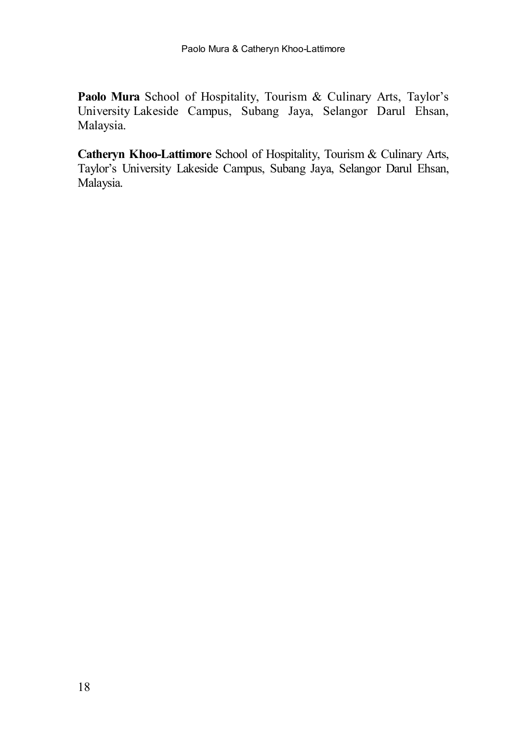**Paolo Mura** School of Hospitality, Tourism & Culinary Arts, Taylor's University Lakeside Campus, Subang Jaya, Selangor Darul Ehsan, Malaysia.

**Catheryn Khoo-Lattimore** School of Hospitality, Tourism & Culinary Arts, Taylor's University Lakeside Campus, Subang Jaya, Selangor Darul Ehsan, Malaysia.